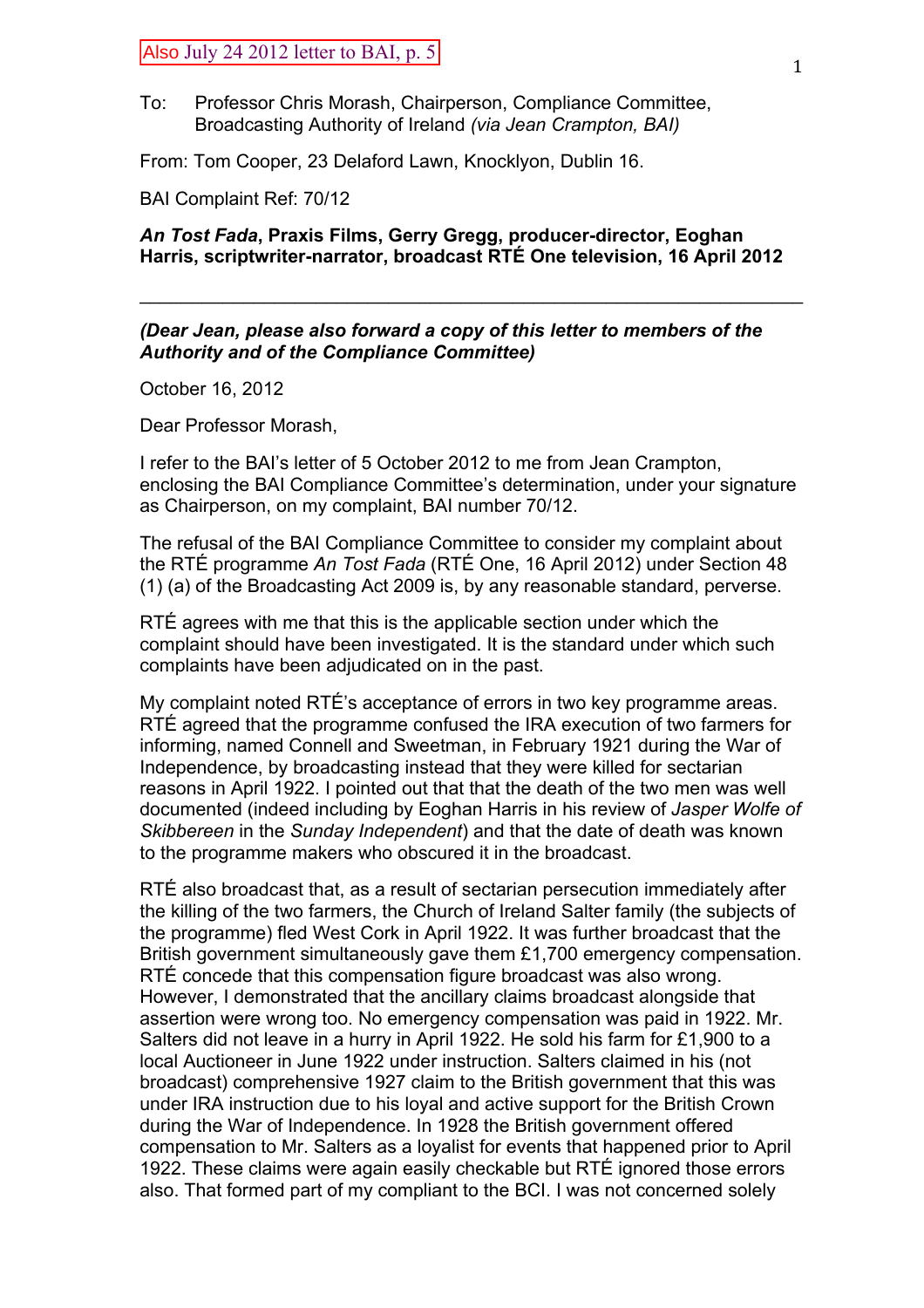Also July 24 2012 letter to BAI, p. 5

To: Professor Chris Morash, Chairperson, Compliance Committee, Broadcasting Authority of Ireland *(via Jean Crampton, BAI)*

From: Tom Cooper, 23 Delaford Lawn, Knocklyon, Dublin 16.

BAI Complaint Ref: 70/12

***An Tost Fada*, Praxis Films, Gerry Gregg, producer-director, Eoghan Harris, scriptwriter-narrator, broadcast RTÉ One television, 16 April 2012**

---

***(Dear Jean, please also forward a copy of this letter to members of the Authority and of the Compliance Committee)***

October 16, 2012

Dear Professor Morash,

I refer to the BAI's letter of 5 October 2012 to me from Jean Crampton, enclosing the BAI Compliance Committee's determination, under your signature as Chairperson, on my complaint, BAI number 70/12.

The refusal of the BAI Compliance Committee to consider my complaint about the RTÉ programme *An Tost Fada* (RTÉ One, 16 April 2012) under Section 48 (1) (a) of the Broadcasting Act 2009 is, by any reasonable standard, perverse.

RTÉ agrees with me that this is the applicable section under which the complaint should have been investigated. It is the standard under which such complaints have been adjudicated on in the past.

My complaint noted RTÉ's acceptance of errors in two key programme areas. RTÉ agreed that the programme confused the IRA execution of two farmers for informing, named Connell and Sweetman, in February 1921 during the War of Independence, by broadcasting instead that they were killed for sectarian reasons in April 1922. I pointed out that that the death of the two men was well documented (indeed including by Eoghan Harris in his review of *Jasper Wolfe of Skibbereen* in the *Sunday Independent*) and that the date of death was known to the programme makers who obscured it in the broadcast.

RTÉ also broadcast that, as a result of sectarian persecution immediately after the killing of the two farmers, the Church of Ireland Salter family (the subjects of the programme) fled West Cork in April 1922. It was further broadcast that the British government simultaneously gave them £1,700 emergency compensation. RTÉ concede that this compensation figure broadcast was also wrong. However, I demonstrated that the ancillary claims broadcast alongside that assertion were wrong too. No emergency compensation was paid in 1922. Mr. Salters did not leave in a hurry in April 1922. He sold his farm for £1,900 to a local Auctioneer in June 1922 under instruction. Salters claimed in his (not broadcast) comprehensive 1927 claim to the British government that this was under IRA instruction due to his loyal and active support for the British Crown during the War of Independence. In 1928 the British government offered compensation to Mr. Salters as a loyalist for events that happened prior to April 1922. These claims were again easily checkable but RTÉ ignored those errors also. That formed part of my compliant to the BCI. I was not concerned solely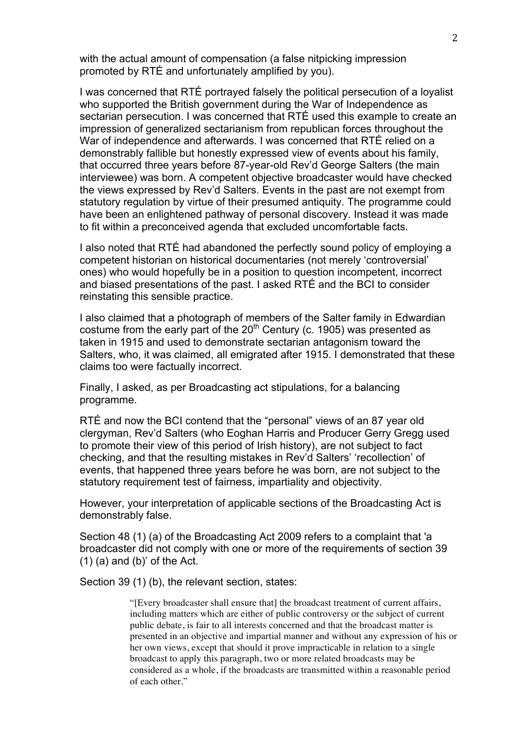with the actual amount of compensation (a false nitpicking impression promoted by RTÉ and unfortunately amplified by you).

I was concerned that RTÉ portrayed falsely the political persecution of a loyalist who supported the British government during the War of Independence as sectarian persecution. I was concerned that RTÉ used this example to create an impression of generalized sectarianism from republican forces throughout the War of independence and afterwards. I was concerned that RTÉ relied on a demonstrably fallible but honestly expressed view of events about his family, that occurred three years before 87-year-old Rev'd George Salters (the main interviewee) was born. A competent objective broadcaster would have checked the views expressed by Rev'd Salters. Events in the past are not exempt from statutory regulation by virtue of their presumed antiquity. The programme could have been an enlightened pathway of personal discovery. Instead it was made to fit within a preconceived agenda that excluded uncomfortable facts.

I also noted that RTÉ had abandoned the perfectly sound policy of employing a competent historian on historical documentaries (not merely 'controversial' ones) who would hopefully be in a position to question incompetent, incorrect and biased presentations of the past. I asked RTÉ and the BCI to consider reinstating this sensible practice.

I also claimed that a photograph of members of the Salter family in Edwardian costume from the early part of the 20th Century (c. 1905) was presented as taken in 1915 and used to demonstrate sectarian antagonism toward the Salters, who, it was claimed, all emigrated after 1915. I demonstrated that these claims too were factually incorrect.

Finally, I asked, as per Broadcasting act stipulations, for a balancing programme.

RTÉ and now the BCI contend that the "personal" views of an 87 year old clergyman, Rev'd Salters (who Eoghan Harris and Producer Gerry Gregg used to promote their view of this period of Irish history), are not subject to fact checking, and that the resulting mistakes in Rev'd Salters' 'recollection' of events, that happened three years before he was born, are not subject to the statutory requirement test of fairness, impartiality and objectivity.

However, your interpretation of applicable sections of the Broadcasting Act is demonstrably false.

Section 48 (1) (a) of the Broadcasting Act 2009 refers to a complaint that 'a broadcaster did not comply with one or more of the requirements of section 39 (1) (a) and (b)' of the Act.

Section 39 (1) (b), the relevant section, states:

> "[Every broadcaster shall ensure that] the broadcast treatment of current affairs, including matters which are either of public controversy or the subject of current public debate, is fair to all interests concerned and that the broadcast matter is presented in an objective and impartial manner and without any expression of his or her own views, except that should it prove impracticable in relation to a single broadcast to apply this paragraph, two or more related broadcasts may be considered as a whole, if the broadcasts are transmitted within a reasonable period of each other."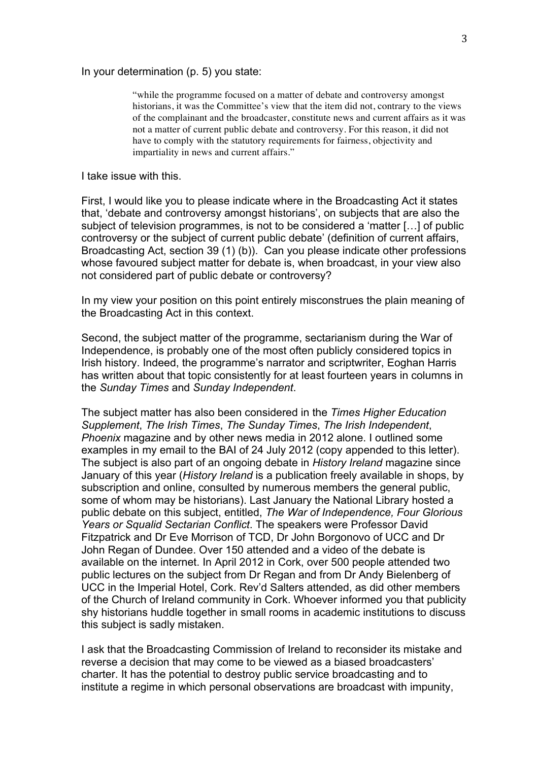In your determination (p. 5) you state:

> "while the programme focused on a matter of debate and controversy amongst historians, it was the Committee's view that the item did not, contrary to the views of the complainant and the broadcaster, constitute news and current affairs as it was not a matter of current public debate and controversy. For this reason, it did not have to comply with the statutory requirements for fairness, objectivity and impartiality in news and current affairs."

I take issue with this.

First, I would like you to please indicate where in the Broadcasting Act it states that, 'debate and controversy amongst historians', on subjects that are also the subject of television programmes, is not to be considered a 'matter […] of public controversy or the subject of current public debate' (definition of current affairs, Broadcasting Act, section 39 (1) (b)). Can you please indicate other professions whose favoured subject matter for debate is, when broadcast, in your view also not considered part of public debate or controversy?

In my view your position on this point entirely misconstrues the plain meaning of the Broadcasting Act in this context.

Second, the subject matter of the programme, sectarianism during the War of Independence, is probably one of the most often publicly considered topics in Irish history. Indeed, the programme's narrator and scriptwriter, Eoghan Harris has written about that topic consistently for at least fourteen years in columns in the *Sunday Times* and *Sunday Independent*.

The subject matter has also been considered in the *Times Higher Education Supplement*, *The Irish Times*, *The Sunday Times*, *The Irish Independent*, *Phoenix* magazine and by other news media in 2012 alone. I outlined some examples in my email to the BAI of 24 July 2012 (copy appended to this letter). The subject is also part of an ongoing debate in *History Ireland* magazine since January of this year (*History Ireland* is a publication freely available in shops, by subscription and online, consulted by numerous members the general public, some of whom may be historians). Last January the National Library hosted a public debate on this subject, entitled, *The War of Independence, Four Glorious Years or Squalid Sectarian Conflict*. The speakers were Professor David Fitzpatrick and Dr Eve Morrison of TCD, Dr John Borgonovo of UCC and Dr John Regan of Dundee. Over 150 attended and a video of the debate is available on the internet. In April 2012 in Cork, over 500 people attended two public lectures on the subject from Dr Regan and from Dr Andy Bielenberg of UCC in the Imperial Hotel, Cork. Rev'd Salters attended, as did other members of the Church of Ireland community in Cork. Whoever informed you that publicity shy historians huddle together in small rooms in academic institutions to discuss this subject is sadly mistaken.

I ask that the Broadcasting Commission of Ireland to reconsider its mistake and reverse a decision that may come to be viewed as a biased broadcasters' charter. It has the potential to destroy public service broadcasting and to institute a regime in which personal observations are broadcast with impunity,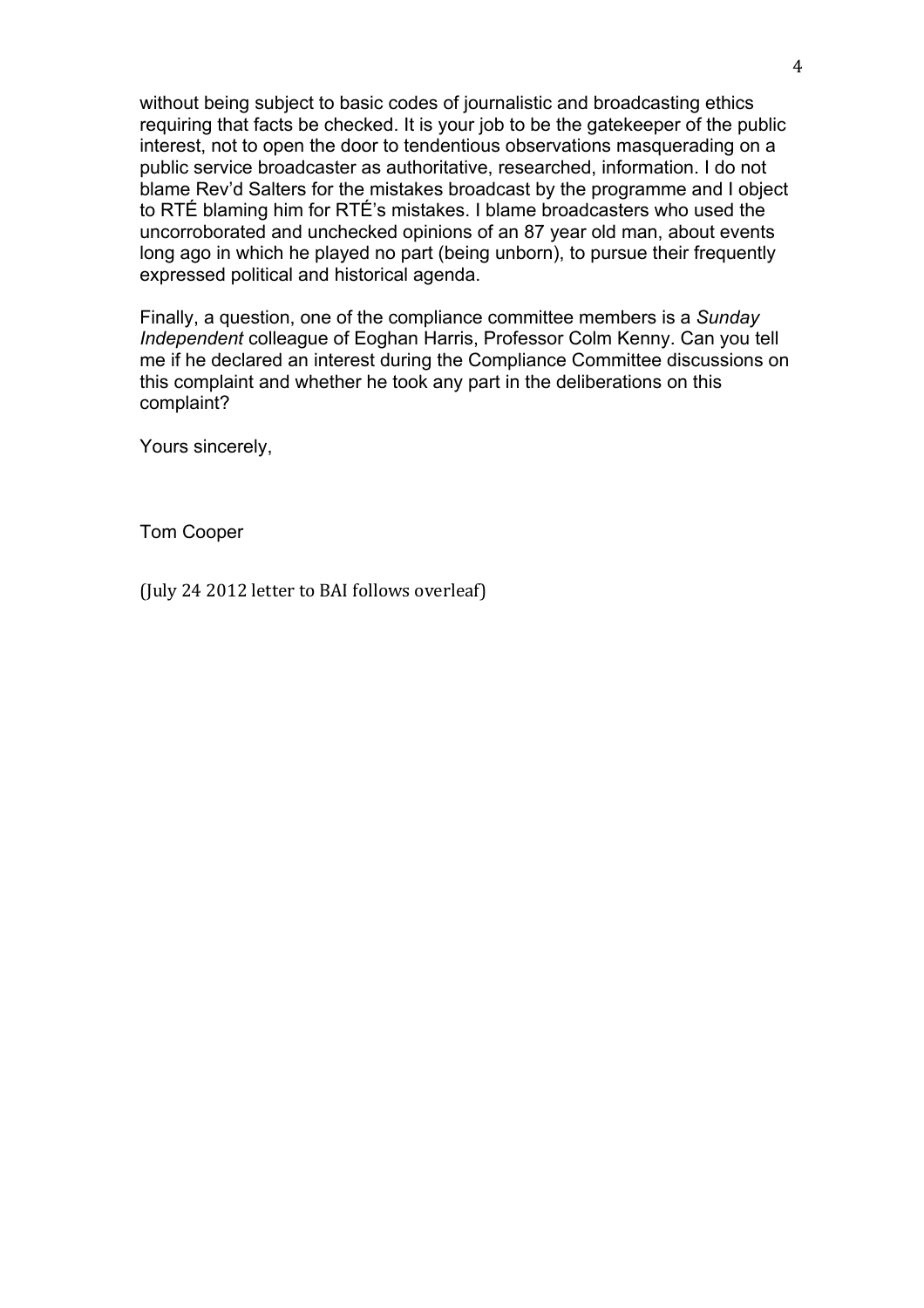without being subject to basic codes of journalistic and broadcasting ethics requiring that facts be checked. It is your job to be the gatekeeper of the public interest, not to open the door to tendentious observations masquerading on a public service broadcaster as authoritative, researched, information. I do not blame Rev'd Salters for the mistakes broadcast by the programme and I object to RTÉ blaming him for RTÉ's mistakes. I blame broadcasters who used the uncorroborated and unchecked opinions of an 87 year old man, about events long ago in which he played no part (being unborn), to pursue their frequently expressed political and historical agenda.

Finally, a question, one of the compliance committee members is a *Sunday Independent* colleague of Eoghan Harris, Professor Colm Kenny. Can you tell me if he declared an interest during the Compliance Committee discussions on this complaint and whether he took any part in the deliberations on this complaint?

Yours sincerely,

Tom Cooper

(July 24 2012 letter to BAI follows overleaf)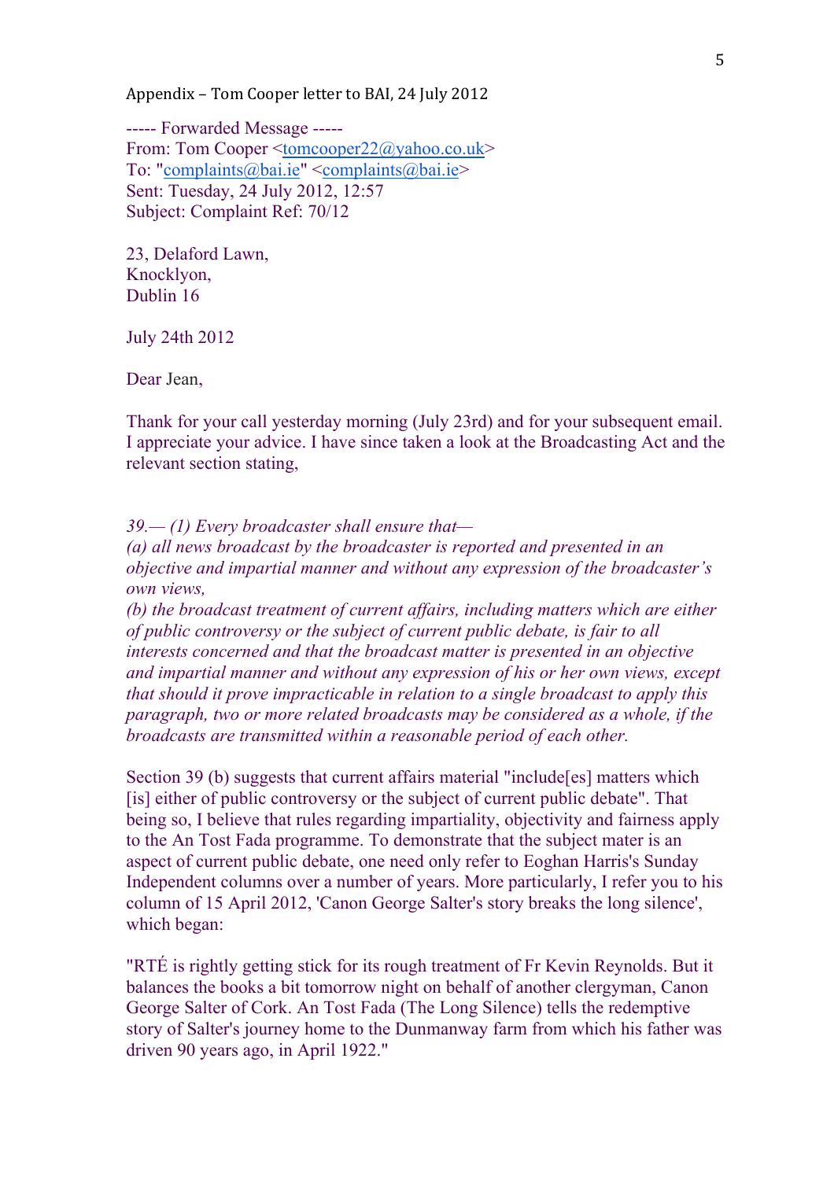Appendix – Tom Cooper letter to BAI, 24 July 2012

----- Forwarded Message -----
From: Tom Cooper <tomcooper22@yahoo.co.uk>
To: "complaints@bai.ie" <complaints@bai.ie>
Sent: Tuesday, 24 July 2012, 12:57
Subject: Complaint Ref: 70/12

23, Delaford Lawn,
Knocklyon,
Dublin 16

July 24th 2012

Dear Jean,

Thank for your call yesterday morning (July 23rd) and for your subsequent email. I appreciate your advice. I have since taken a look at the Broadcasting Act and the relevant section stating,

*39.— (1) Every broadcaster shall ensure that—*
*(a) all news broadcast by the broadcaster is reported and presented in an objective and impartial manner and without any expression of the broadcaster's own views,*
*(b) the broadcast treatment of current affairs, including matters which are either of public controversy or the subject of current public debate, is fair to all interests concerned and that the broadcast matter is presented in an objective and impartial manner and without any expression of his or her own views, except that should it prove impracticable in relation to a single broadcast to apply this paragraph, two or more related broadcasts may be considered as a whole, if the broadcasts are transmitted within a reasonable period of each other.*

Section 39 (b) suggests that current affairs material "include[es] matters which [is] either of public controversy or the subject of current public debate". That being so, I believe that rules regarding impartiality, objectivity and fairness apply to the An Tost Fada programme. To demonstrate that the subject mater is an aspect of current public debate, one need only refer to Eoghan Harris's Sunday Independent columns over a number of years. More particularly, I refer you to his column of 15 April 2012, 'Canon George Salter's story breaks the long silence', which began:

"RTÉ is rightly getting stick for its rough treatment of Fr Kevin Reynolds. But it balances the books a bit tomorrow night on behalf of another clergyman, Canon George Salter of Cork. An Tost Fada (The Long Silence) tells the redemptive story of Salter's journey home to the Dunmanway farm from which his father was driven 90 years ago, in April 1922."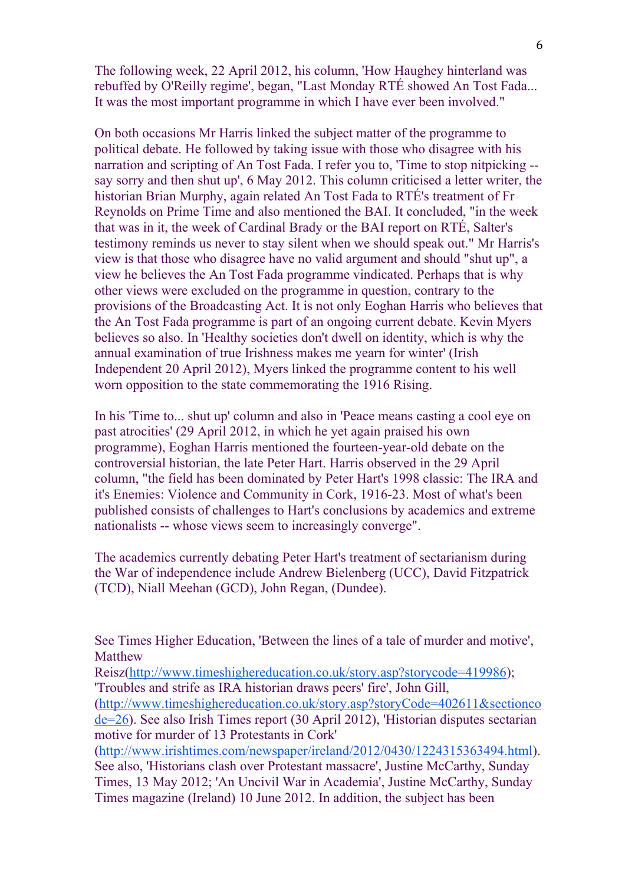The following week, 22 April 2012, his column, 'How Haughey hinterland was rebuffed by O'Reilly regime', began, "Last Monday RTÉ showed An Tost Fada... It was the most important programme in which I have ever been involved."

On both occasions Mr Harris linked the subject matter of the programme to political debate. He followed by taking issue with those who disagree with his narration and scripting of An Tost Fada. I refer you to, 'Time to stop nitpicking -- say sorry and then shut up', 6 May 2012. This column criticised a letter writer, the historian Brian Murphy, again related An Tost Fada to RTÉ's treatment of Fr Reynolds on Prime Time and also mentioned the BAI. It concluded, "in the week that was in it, the week of Cardinal Brady or the BAI report on RTÉ, Salter's testimony reminds us never to stay silent when we should speak out." Mr Harris's view is that those who disagree have no valid argument and should "shut up", a view he believes the An Tost Fada programme vindicated. Perhaps that is why other views were excluded on the programme in question, contrary to the provisions of the Broadcasting Act. It is not only Eoghan Harris who believes that the An Tost Fada programme is part of an ongoing current debate. Kevin Myers believes so also. In 'Healthy societies don't dwell on identity, which is why the annual examination of true Irishness makes me yearn for winter' (Irish Independent 20 April 2012), Myers linked the programme content to his well worn opposition to the state commemorating the 1916 Rising.

In his 'Time to... shut up' column and also in 'Peace means casting a cool eye on past atrocities' (29 April 2012, in which he yet again praised his own programme), Eoghan Harris mentioned the fourteen-year-old debate on the controversial historian, the late Peter Hart. Harris observed in the 29 April column, "the field has been dominated by Peter Hart's 1998 classic: The IRA and it's Enemies: Violence and Community in Cork, 1916-23. Most of what's been published consists of challenges to Hart's conclusions by academics and extreme nationalists -- whose views seem to increasingly converge".

The academics currently debating Peter Hart's treatment of sectarianism during the War of independence include Andrew Bielenberg (UCC), David Fitzpatrick (TCD), Niall Meehan (GCD), John Regan, (Dundee).

See Times Higher Education, 'Between the lines of a tale of murder and motive', Matthew Reisz(http://www.timeshighereducation.co.uk/story.asp?storycode=419986); 'Troubles and strife as IRA historian draws peers' fire', John Gill, (http://www.timeshighereducation.co.uk/story.asp?storyCode=402611&sectioncode=26). See also Irish Times report (30 April 2012), 'Historian disputes sectarian motive for murder of 13 Protestants in Cork' (http://www.irishtimes.com/newspaper/ireland/2012/0430/1224315363494.html). See also, 'Historians clash over Protestant massacre', Justine McCarthy, Sunday Times, 13 May 2012; 'An Uncivil War in Academia', Justine McCarthy, Sunday Times magazine (Ireland) 10 June 2012. In addition, the subject has been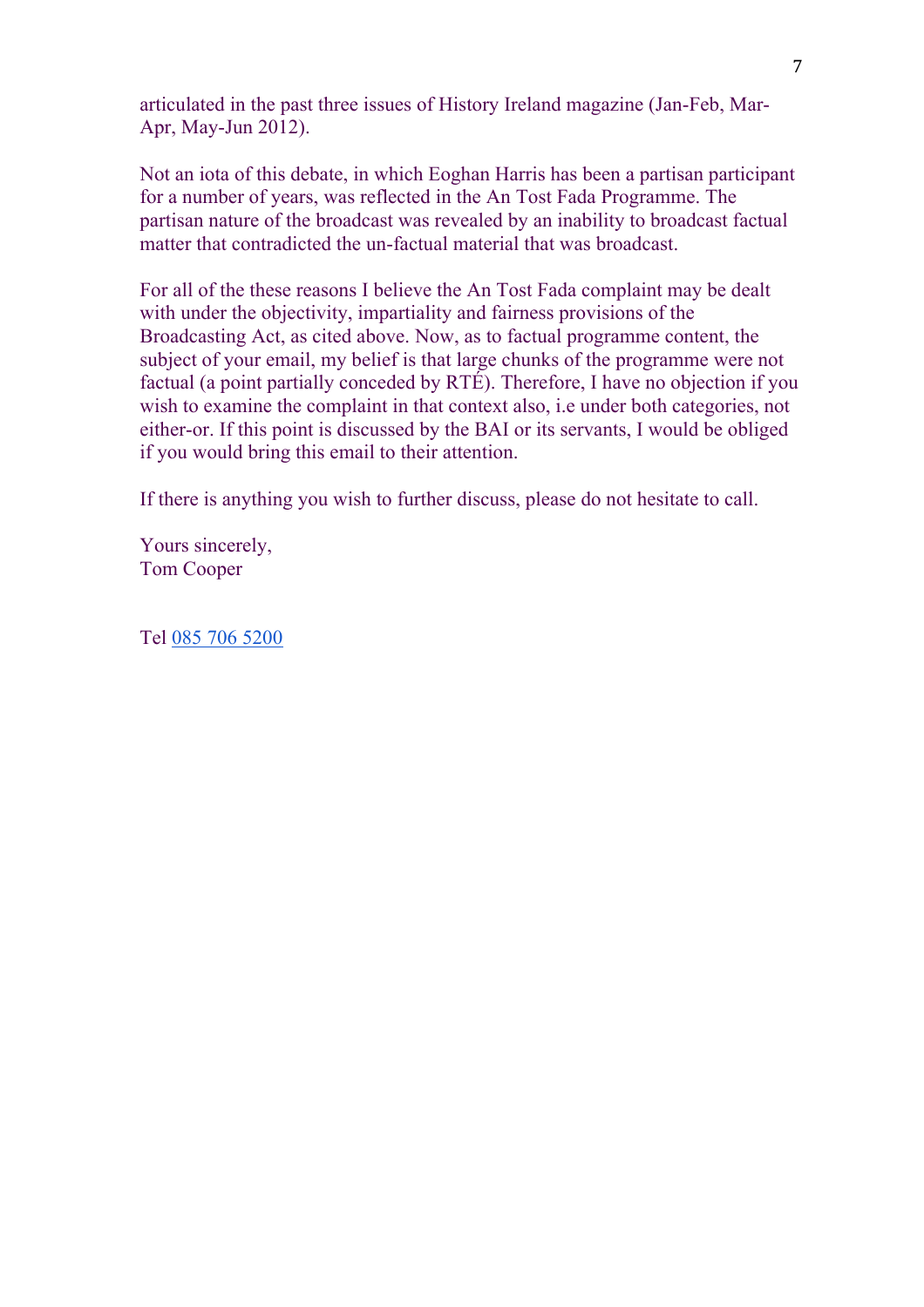articulated in the past three issues of History Ireland magazine (Jan-Feb, Mar-Apr, May-Jun 2012).

Not an iota of this debate, in which Eoghan Harris has been a partisan participant for a number of years, was reflected in the An Tost Fada Programme. The partisan nature of the broadcast was revealed by an inability to broadcast factual matter that contradicted the un-factual material that was broadcast.

For all of the these reasons I believe the An Tost Fada complaint may be dealt with under the objectivity, impartiality and fairness provisions of the Broadcasting Act, as cited above. Now, as to factual programme content, the subject of your email, my belief is that large chunks of the programme were not factual (a point partially conceded by RTÉ). Therefore, I have no objection if you wish to examine the complaint in that context also, i.e under both categories, not either-or. If this point is discussed by the BAI or its servants, I would be obliged if you would bring this email to their attention.

If there is anything you wish to further discuss, please do not hesitate to call.

Yours sincerely,
Tom Cooper

Tel 085 706 5200